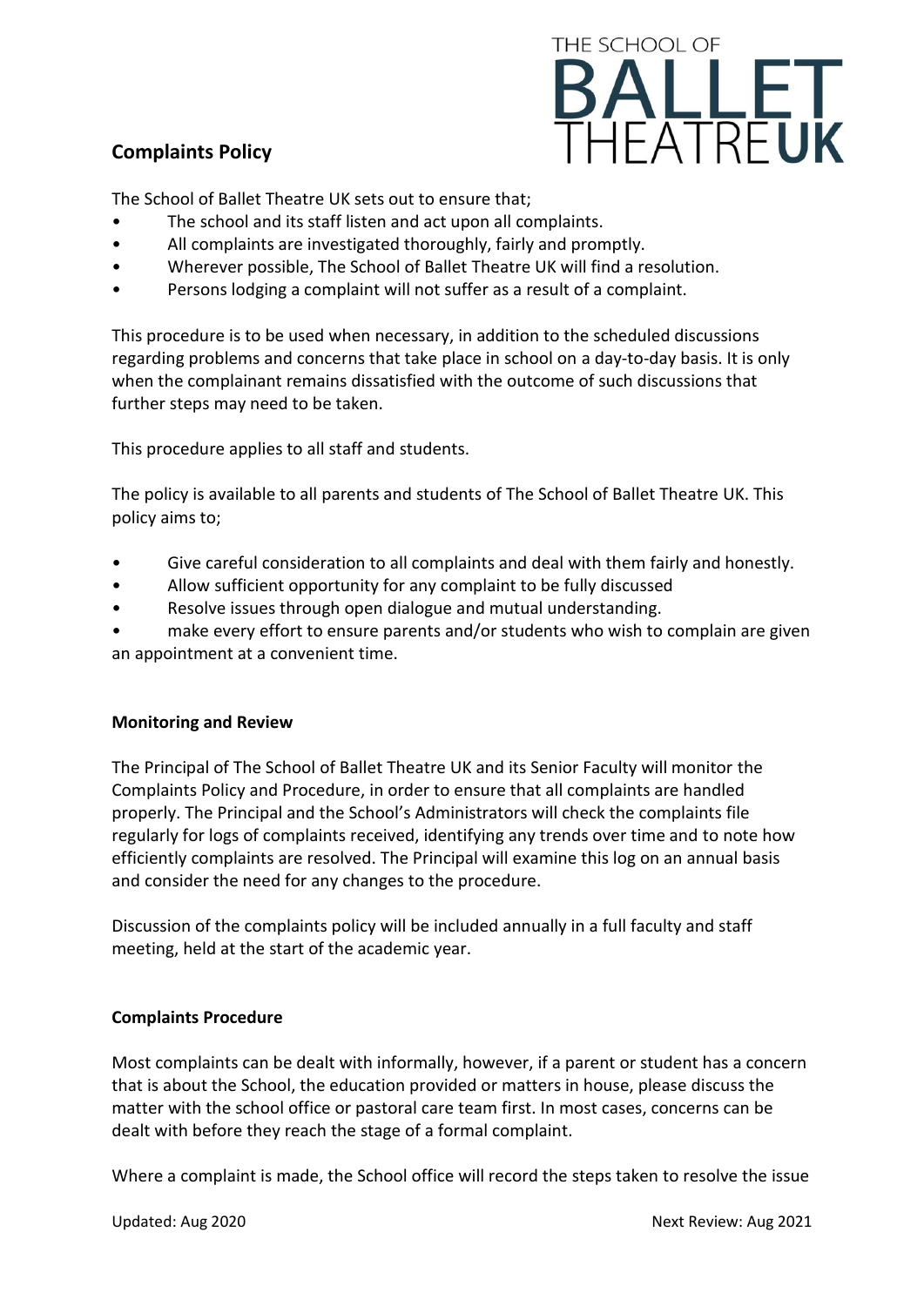# Complaints Policy

The School of Ballet Theatre UK sets out to ensure that;

- The school and its staff listen and act upon all complaints.
- All complaints are investigated thoroughly, fairly and promptly.
- Wherever possible, The School of Ballet Theatre UK will find a resolution.
- Persons lodging a complaint will not suffer as a result of a complaint.

This procedure is to be used when necessary, in addition to the scheduled discussions regarding problems and concerns that take place in school on a day-to-day basis. It is only when the complainant remains dissatisfied with the outcome of such discussions that further steps may need to be taken.

This procedure applies to all staff and students.

The policy is available to all parents and students of The School of Ballet Theatre UK. This policy aims to;

- Give careful consideration to all complaints and deal with them fairly and honestly.
- Allow sufficient opportunity for any complaint to be fully discussed
- Resolve issues through open dialogue and mutual understanding.
- make every effort to ensure parents and/or students who wish to complain are given an appointment at a convenient time.

### Monitoring and Review

The Principal of The School of Ballet Theatre UK and its Senior Faculty will monitor the Complaints Policy and Procedure, in order to ensure that all complaints are handled properly. The Principal and the School's Administrators will check the complaints file regularly for logs of complaints received, identifying any trends over time and to note how efficiently complaints are resolved. The Principal will examine this log on an annual basis and consider the need for any changes to the procedure.

Discussion of the complaints policy will be included annually in a full faculty and staff meeting, held at the start of the academic year.

### Complaints Procedure

Most complaints can be dealt with informally, however, if a parent or student has a concern that is about the School, the education provided or matters in house, please discuss the matter with the school office or pastoral care team first. In most cases, concerns can be dealt with before they reach the stage of a formal complaint.

Where a complaint is made, the School office will record the steps taken to resolve the issue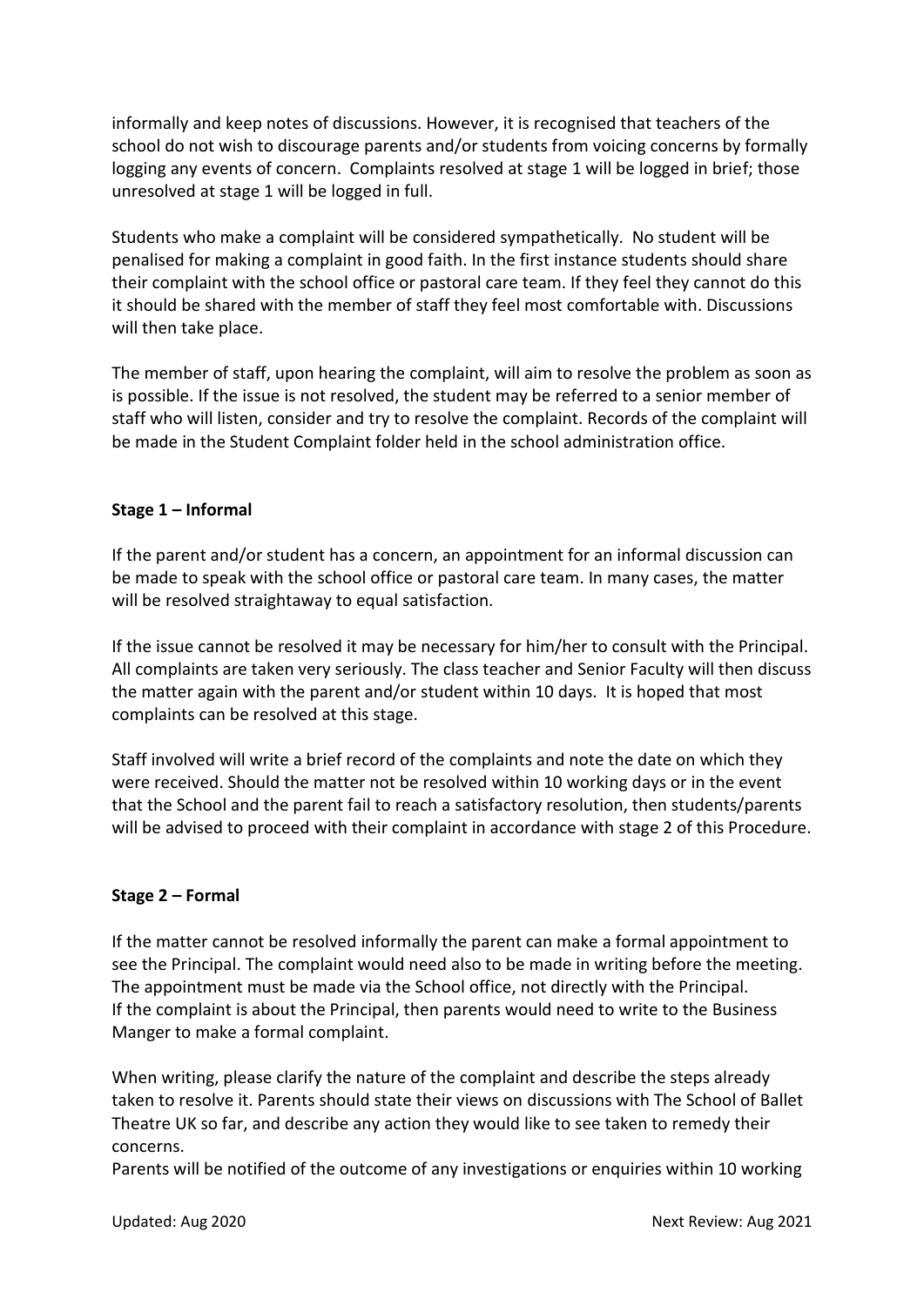informally and keep notes of discussions. However, it is recognised that teachers of the school do not wish to discourage parents and/or students from voicing concerns by formally logging any events of concern. Complaints resolved at stage 1 will be logged in brief; those unresolved at stage 1 will be logged in full.

Students who make a complaint will be considered sympathetically. No student will be penalised for making a complaint in good faith. In the first instance students should share their complaint with the school office or pastoral care team. If they feel they cannot do this it should be shared with the member of staff they feel most comfortable with. Discussions will then take place.

The member of staff, upon hearing the complaint, will aim to resolve the problem as soon as is possible. If the issue is not resolved, the student may be referred to a senior member of staff who will listen, consider and try to resolve the complaint. Records of the complaint will be made in the Student Complaint folder held in the school administration office.

**Stage 1 – Informal**

If the parent and/or student has a concern, an appointment for an informal discussion can be made to speak with the school office or pastoral care team. In many cases, the matter will be resolved straightaway to equal satisfaction.

If the issue cannot be resolved it may be necessary for him/her to consult with the Principal. All complaints are taken very seriously. The class teacher and Senior Faculty will then discuss the matter again with the parent and/or student within 10 days. It is hoped that most complaints can be resolved at this stage.

Staff involved will write a brief record of the complaints and note the date on which they were received. Should the matter not be resolved within 10 working days or in the event that the School and the parent fail to reach a satisfactory resolution, then students/parents will be advised to proceed with their complaint in accordance with stage 2 of this Procedure.

**Stage 2 – Formal**

If the matter cannot be resolved informally the parent can make a formal appointment to see the Principal. The complaint would need also to be made in writing before the meeting. The appointment must be made via the School office, not directly with the Principal. If the complaint is about the Principal, then parents would need to write to the Business Manger to make a formal complaint.

When writing, please clarify the nature of the complaint and describe the steps already taken to resolve it. Parents should state their views on discussions with The School of Ballet Theatre UK so far, and describe any action they would like to see taken to remedy their concerns.
Parents will be notified of the outcome of any investigations or enquiries within 10 working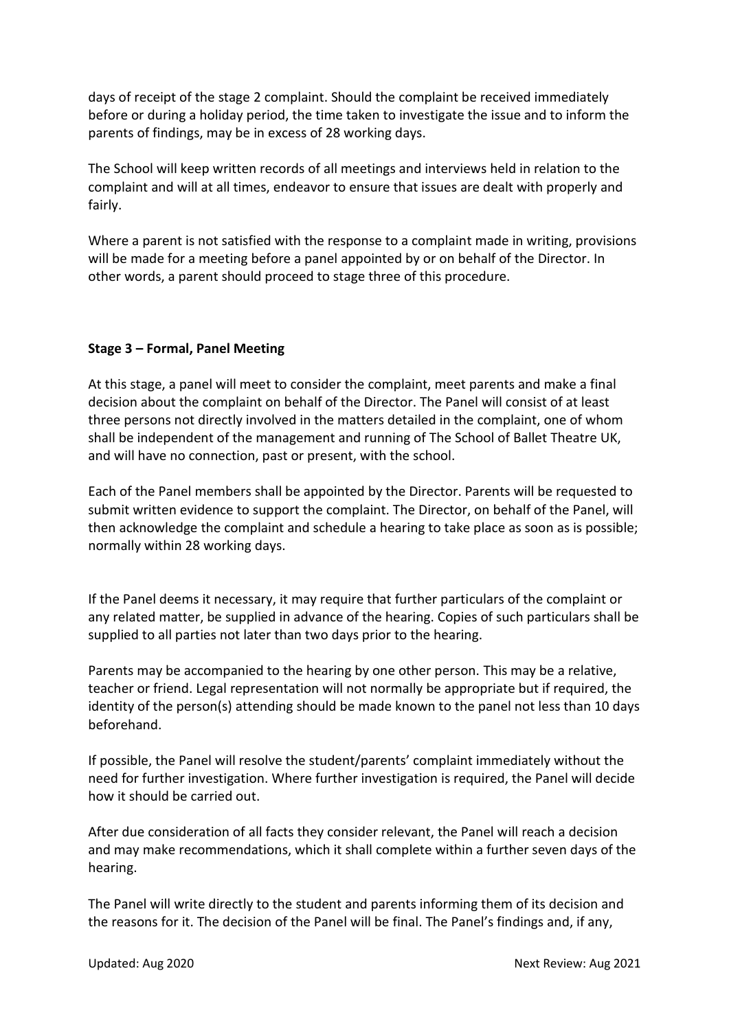days of receipt of the stage 2 complaint. Should the complaint be received immediately before or during a holiday period, the time taken to investigate the issue and to inform the parents of findings, may be in excess of 28 working days.

The School will keep written records of all meetings and interviews held in relation to the complaint and will at all times, endeavor to ensure that issues are dealt with properly and fairly.

Where a parent is not satisfied with the response to a complaint made in writing, provisions will be made for a meeting before a panel appointed by or on behalf of the Director. In other words, a parent should proceed to stage three of this procedure.

**Stage 3 – Formal, Panel Meeting**

At this stage, a panel will meet to consider the complaint, meet parents and make a final decision about the complaint on behalf of the Director. The Panel will consist of at least three persons not directly involved in the matters detailed in the complaint, one of whom shall be independent of the management and running of The School of Ballet Theatre UK, and will have no connection, past or present, with the school.

Each of the Panel members shall be appointed by the Director. Parents will be requested to submit written evidence to support the complaint. The Director, on behalf of the Panel, will then acknowledge the complaint and schedule a hearing to take place as soon as is possible; normally within 28 working days.

If the Panel deems it necessary, it may require that further particulars of the complaint or any related matter, be supplied in advance of the hearing. Copies of such particulars shall be supplied to all parties not later than two days prior to the hearing.

Parents may be accompanied to the hearing by one other person. This may be a relative, teacher or friend. Legal representation will not normally be appropriate but if required, the identity of the person(s) attending should be made known to the panel not less than 10 days beforehand.

If possible, the Panel will resolve the student/parents' complaint immediately without the need for further investigation. Where further investigation is required, the Panel will decide how it should be carried out.

After due consideration of all facts they consider relevant, the Panel will reach a decision and may make recommendations, which it shall complete within a further seven days of the hearing.

The Panel will write directly to the student and parents informing them of its decision and the reasons for it. The decision of the Panel will be final. The Panel's findings and, if any,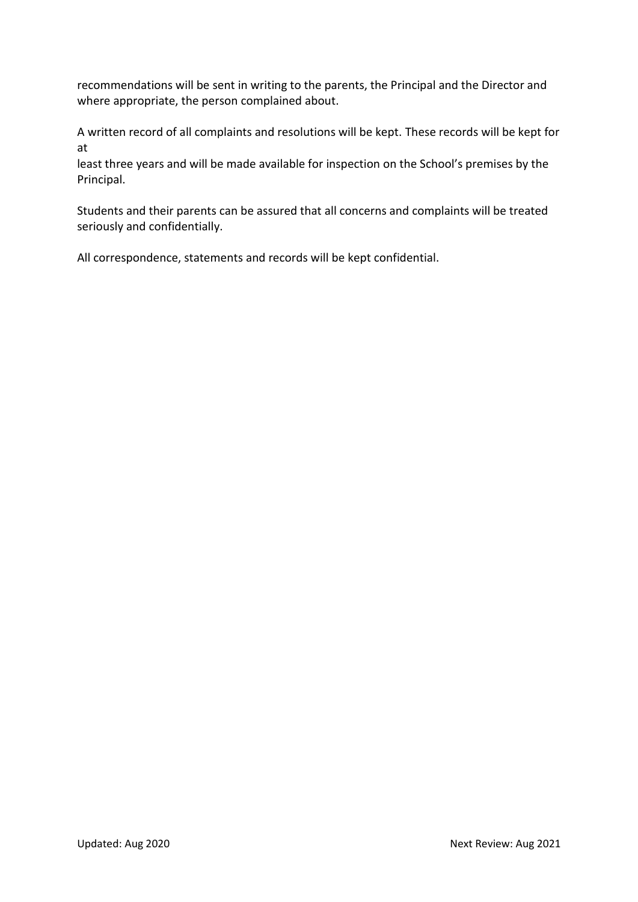recommendations will be sent in writing to the parents, the Principal and the Director and where appropriate, the person complained about.

A written record of all complaints and resolutions will be kept. These records will be kept for at least three years and will be made available for inspection on the School's premises by the Principal.

Students and their parents can be assured that all concerns and complaints will be treated seriously and confidentially.

All correspondence, statements and records will be kept confidential.

Updated: Aug 2020 Next Review: Aug 2021